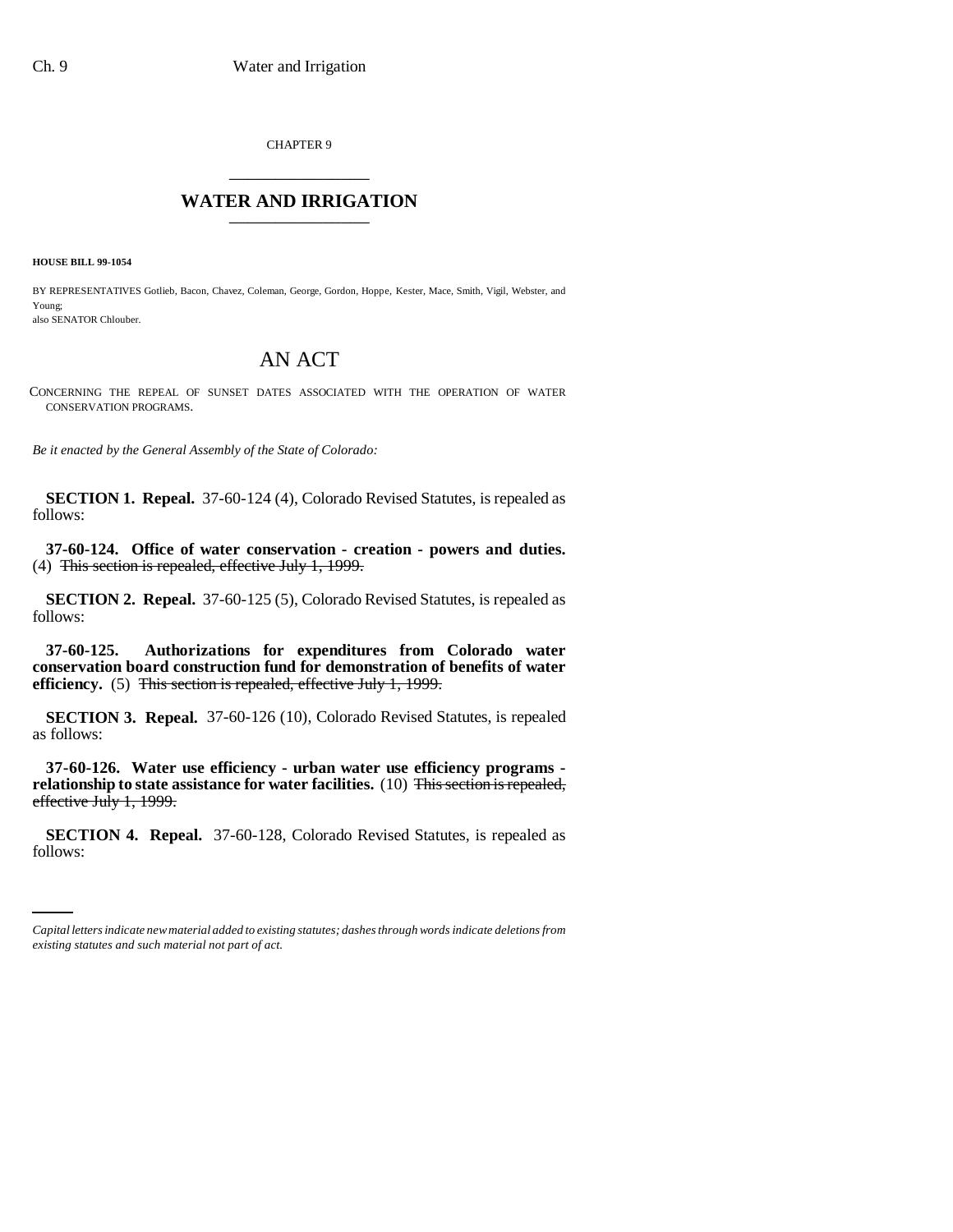CHAPTER 9

# WATER AND IRRIGATION

**HOUSE BILL 99-1054**

BY REPRESENTATIVES Gotlieb, Bacon, Chavez, Coleman, George, Gordon, Hoppe, Kester, Mace, Smith, Vigil, Webster, and Young;
also SENATOR Chlouber.

# AN ACT

CONCERNING THE REPEAL OF SUNSET DATES ASSOCIATED WITH THE OPERATION OF WATER CONSERVATION PROGRAMS.

*Be it enacted by the General Assembly of the State of Colorado:*

**SECTION 1. Repeal.** 37-60-124 (4), Colorado Revised Statutes, is repealed as follows:

**37-60-124. Office of water conservation - creation - powers and duties.** (4) ~~This section is repealed, effective July 1, 1999.~~

**SECTION 2. Repeal.** 37-60-125 (5), Colorado Revised Statutes, is repealed as follows:

**37-60-125. Authorizations for expenditures from Colorado water conservation board construction fund for demonstration of benefits of water efficiency.** (5) ~~This section is repealed, effective July 1, 1999.~~

**SECTION 3. Repeal.** 37-60-126 (10), Colorado Revised Statutes, is repealed as follows:

**37-60-126. Water use efficiency - urban water use efficiency programs - relationship to state assistance for water facilities.** (10) ~~This section is repealed, effective July 1, 1999.~~

**SECTION 4. Repeal.** 37-60-128, Colorado Revised Statutes, is repealed as follows:

*Capital letters indicate new material added to existing statutes; dashes through words indicate deletions from existing statutes and such material not part of act.*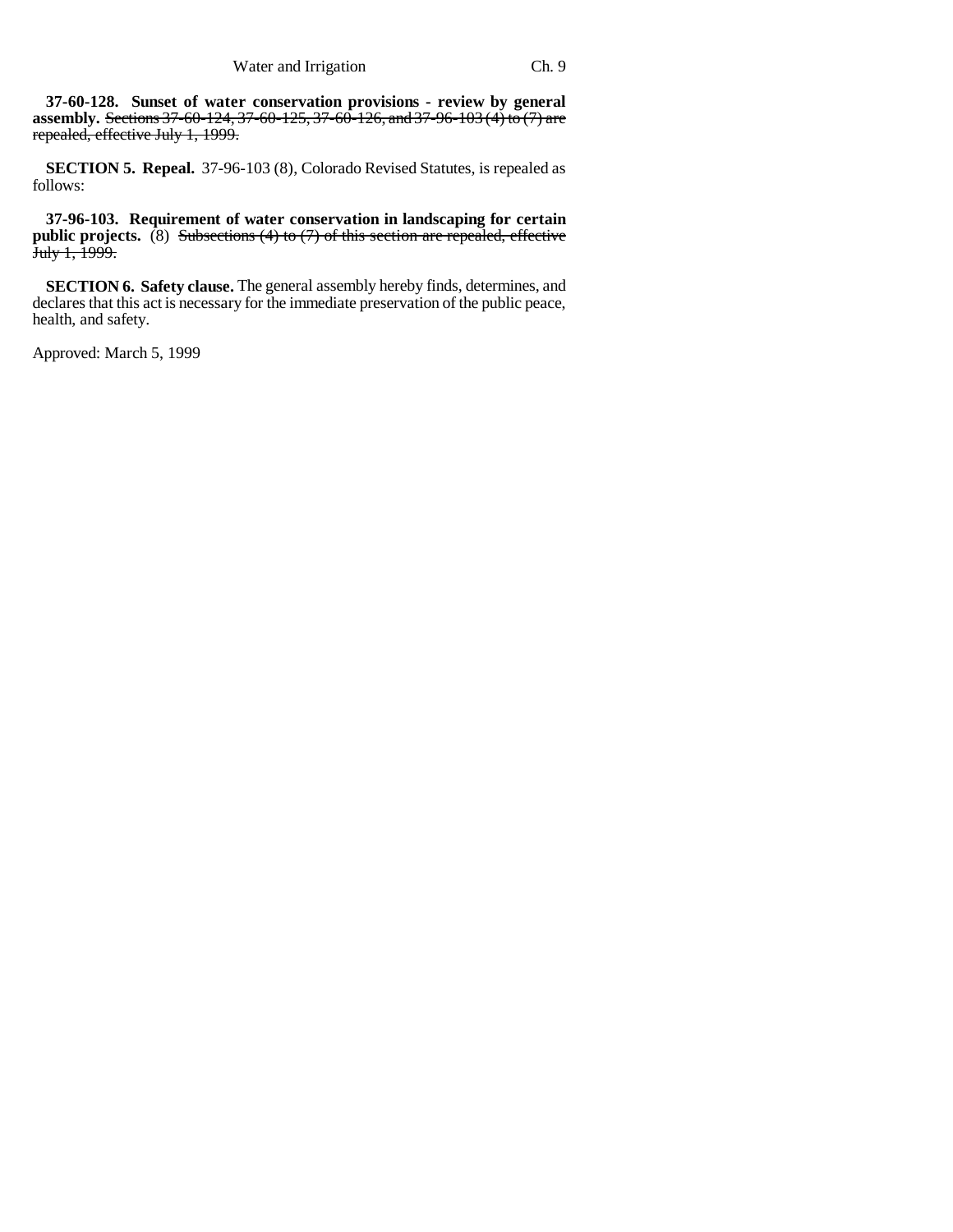**37-60-128. Sunset of water conservation provisions - review by general assembly.** ~~Sections 37-60-124, 37-60-125, 37-60-126, and 37-96-103 (4) to (7) are repealed, effective July 1, 1999.~~

**SECTION 5. Repeal.** 37-96-103 (8), Colorado Revised Statutes, is repealed as follows:

**37-96-103. Requirement of water conservation in landscaping for certain public projects.** (8) ~~Subsections (4) to (7) of this section are repealed, effective July 1, 1999.~~

**SECTION 6. Safety clause.** The general assembly hereby finds, determines, and declares that this act is necessary for the immediate preservation of the public peace, health, and safety.

Approved: March 5, 1999